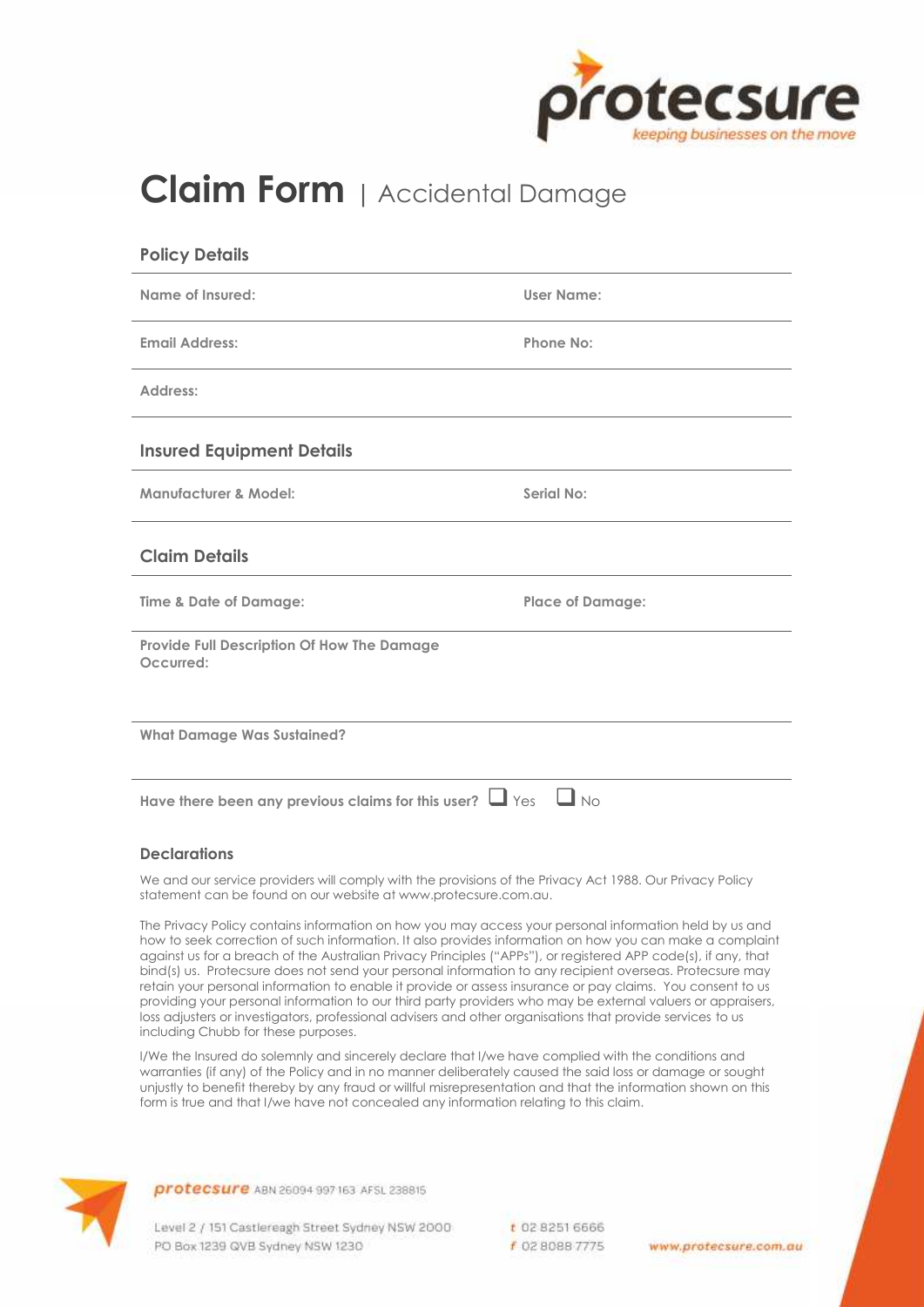protecsure
keeping businesses on the move

# Claim Form | Accidental Damage

## Policy Details

| | |
|---|---|
| **Name of Insured:** | **User Name:** |
| **Email Address:** | **Phone No:** |
| **Address:** | |

## Insured Equipment Details

| | |
|---|---|
| **Manufacturer & Model:** | **Serial No:** |

## Claim Details

| | |
|---|---|
| **Time & Date of Damage:** | **Place of Damage:** |

**Provide Full Description Of How The Damage Occurred:**

**What Damage Was Sustained?**

**Have there been any previous claims for this user?** ☐ Yes ☐ No

### Declarations

We and our service providers will comply with the provisions of the Privacy Act 1988. Our Privacy Policy statement can be found on our website at www.protecsure.com.au.

The Privacy Policy contains information on how you may access your personal information held by us and how to seek correction of such information. It also provides information on how you can make a complaint against us for a breach of the Australian Privacy Principles ("APPs"), or registered APP code(s), if any, that bind(s) us. Protecsure does not send your personal information to any recipient overseas. Protecsure may retain your personal information to enable it provide or assess insurance or pay claims. You consent to us providing your personal information to our third party providers who may be external valuers or appraisers, loss adjusters or investigators, professional advisers and other organisations that provide services to us including Chubb for these purposes.

I/We the Insured do solemnly and sincerely declare that I/we have complied with the conditions and warranties (if any) of the Policy and in no manner deliberately caused the said loss or damage or sought unjustly to benefit thereby by any fraud or willful misrepresentation and that the information shown on this form is true and that I/we have not concealed any information relating to this claim.

**protecsure** ABN 26094 997 163 AFSL 238815

Level 2 / 151 Castlereagh Street Sydney NSW 2000
PO Box 1239 QVB Sydney NSW 1230

t 02 8251 6666
f 02 8088 7775

www.protecsure.com.au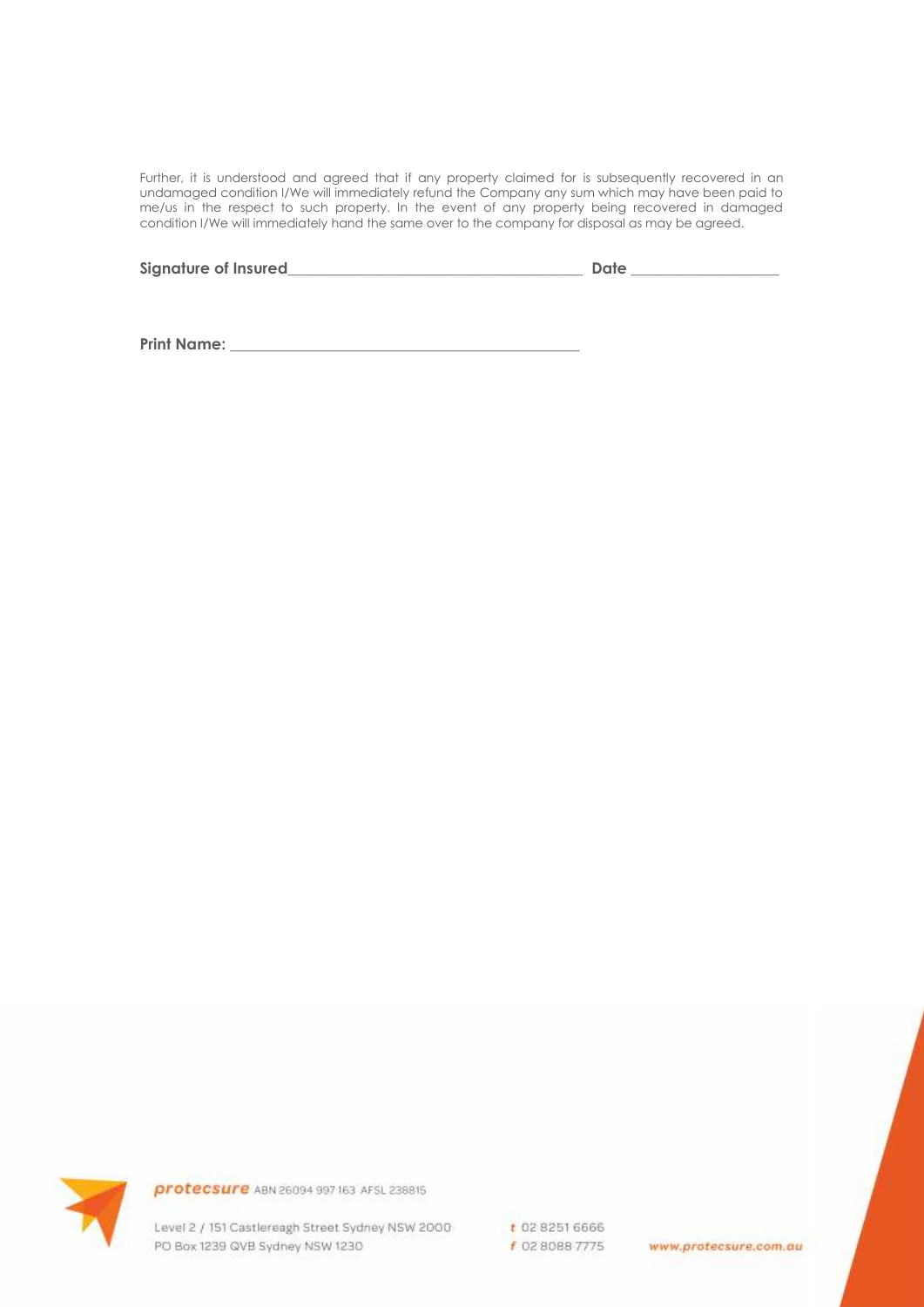Further, it is understood and agreed that if any property claimed for is subsequently recovered in an undamaged condition I/We will immediately refund the Company any sum which may have been paid to me/us in the respect to such property. In the event of any property being recovered in damaged condition I/We will immediately hand the same over to the company for disposal as may be agreed.

**Signature of Insured**_______________________________________ **Date** ___________________

**Print Name:** _______________________________________________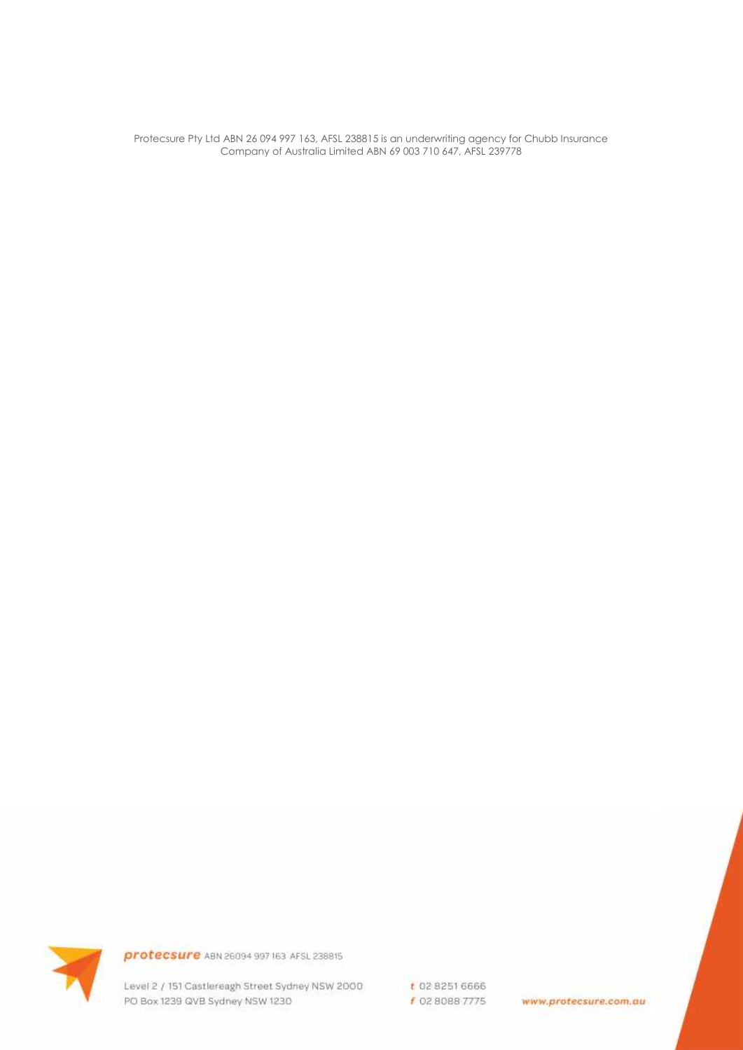Protecsure Pty Ltd ABN 26 094 997 163, AFSL 238815 is an underwriting agency for Chubb Insurance Company of Australia Limited ABN 69 003 710 647, AFSL 239778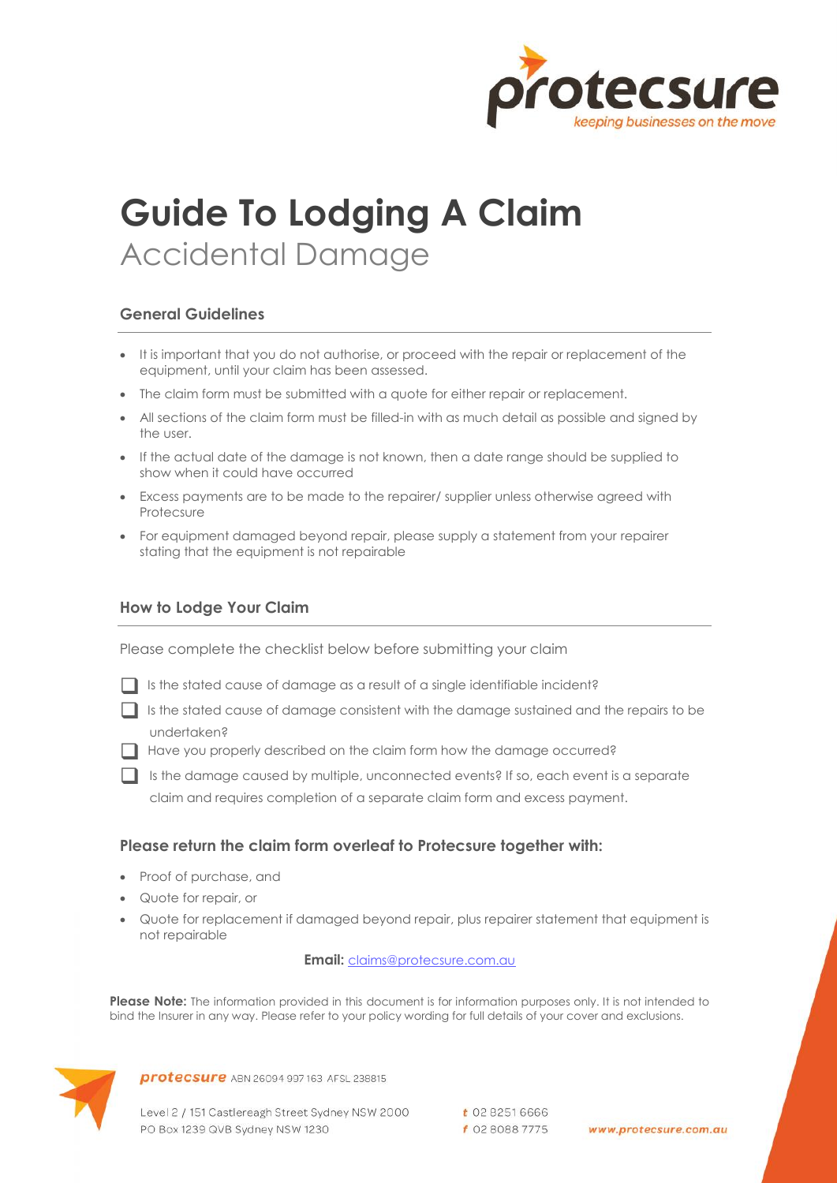# Guide To Lodging A Claim

## Accidental Damage

### General Guidelines

- It is important that you do not authorise, or proceed with the repair or replacement of the equipment, until your claim has been assessed.
- The claim form must be submitted with a quote for either repair or replacement.
- All sections of the claim form must be filled-in with as much detail as possible and signed by the user.
- If the actual date of the damage is not known, then a date range should be supplied to show when it could have occurred
- Excess payments are to be made to the repairer/ supplier unless otherwise agreed with Protecsure
- For equipment damaged beyond repair, please supply a statement from your repairer stating that the equipment is not repairable

### How to Lodge Your Claim

Please complete the checklist below before submitting your claim

- [ ] Is the stated cause of damage as a result of a single identifiable incident?
- [ ] Is the stated cause of damage consistent with the damage sustained and the repairs to be undertaken?
- [ ] Have you properly described on the claim form how the damage occurred?
- [ ] Is the damage caused by multiple, unconnected events? If so, each event is a separate claim and requires completion of a separate claim form and excess payment.

### Please return the claim form overleaf to Protecsure together with:

- Proof of purchase, and
- Quote for repair, or
- Quote for replacement if damaged beyond repair, plus repairer statement that equipment is not repairable

**Email:** claims@protecsure.com.au

**Please Note:** The information provided in this document is for information purposes only. It is not intended to bind the Insurer in any way. Please refer to your policy wording for full details of your cover and exclusions.

**protecsure** ABN 26094 997 163 AFSL 238815

Level 2 / 151 Castlereagh Street Sydney NSW 2000
PO Box 1239 QVB Sydney NSW 1230

t 02 8251 6666
f 02 8088 7775

www.protecsure.com.au